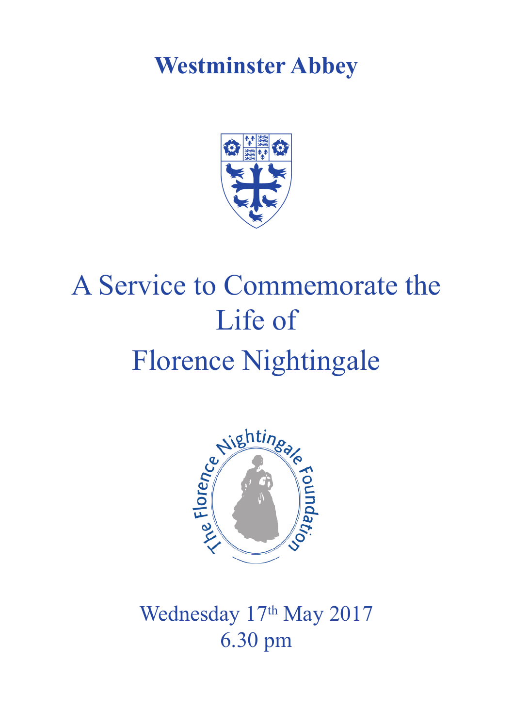# Westminster Abbey

# A Service to Commemorate the Life of Florence Nightingale

The Florence Nightingale Foundation

Wednesday 17th May 2017
6.30 pm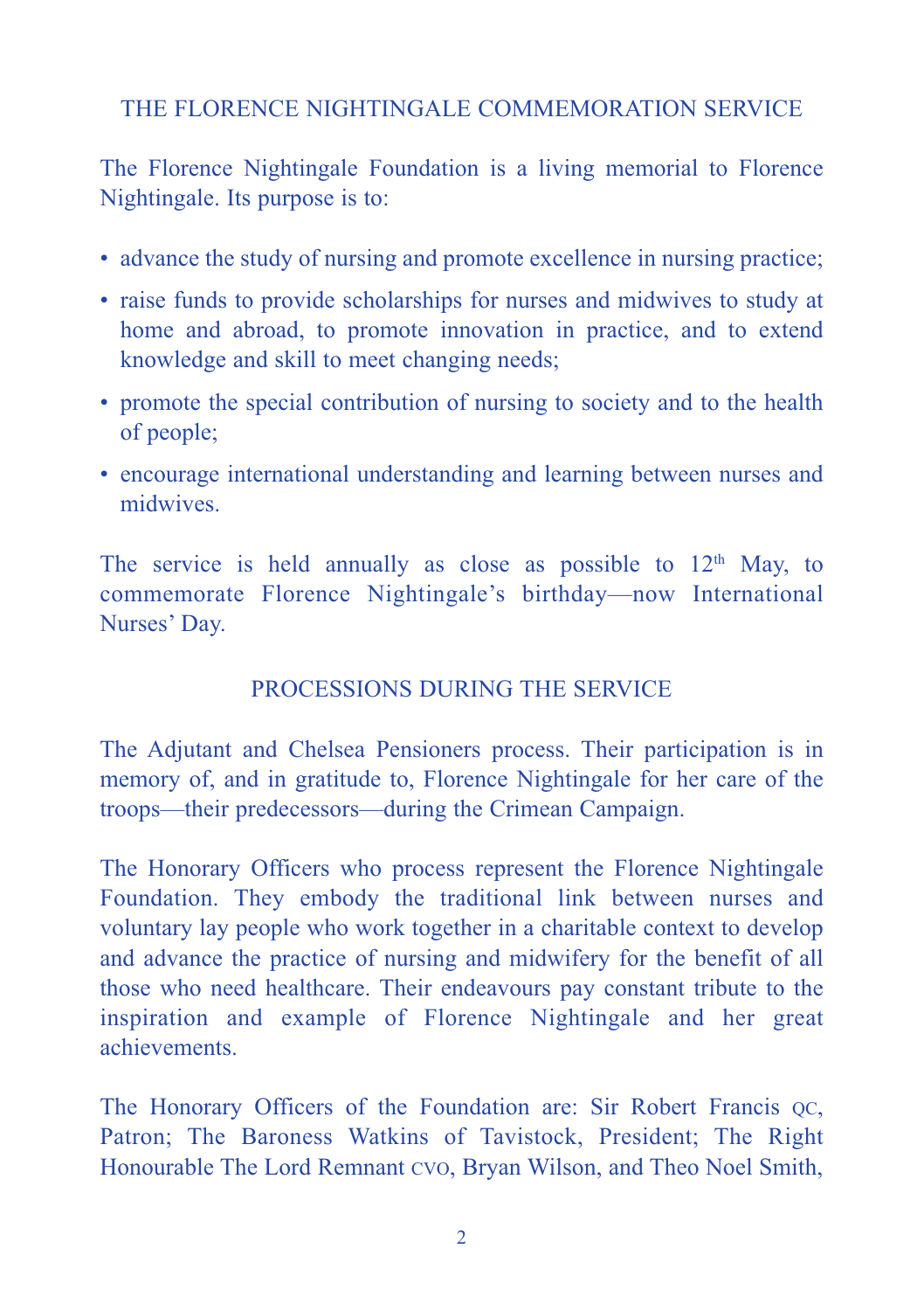## THE FLORENCE NIGHTINGALE COMMEMORATION SERVICE

The Florence Nightingale Foundation is a living memorial to Florence Nightingale. Its purpose is to:

- advance the study of nursing and promote excellence in nursing practice;
- raise funds to provide scholarships for nurses and midwives to study at home and abroad, to promote innovation in practice, and to extend knowledge and skill to meet changing needs;
- promote the special contribution of nursing to society and to the health of people;
- encourage international understanding and learning between nurses and midwives.

The service is held annually as close as possible to 12th May, to commemorate Florence Nightingale's birthday—now International Nurses' Day.

## PROCESSIONS DURING THE SERVICE

The Adjutant and Chelsea Pensioners process. Their participation is in memory of, and in gratitude to, Florence Nightingale for her care of the troops—their predecessors—during the Crimean Campaign.

The Honorary Officers who process represent the Florence Nightingale Foundation. They embody the traditional link between nurses and voluntary lay people who work together in a charitable context to develop and advance the practice of nursing and midwifery for the benefit of all those who need healthcare. Their endeavours pay constant tribute to the inspiration and example of Florence Nightingale and her great achievements.

The Honorary Officers of the Foundation are: Sir Robert Francis QC, Patron; The Baroness Watkins of Tavistock, President; The Right Honourable The Lord Remnant CVO, Bryan Wilson, and Theo Noel Smith,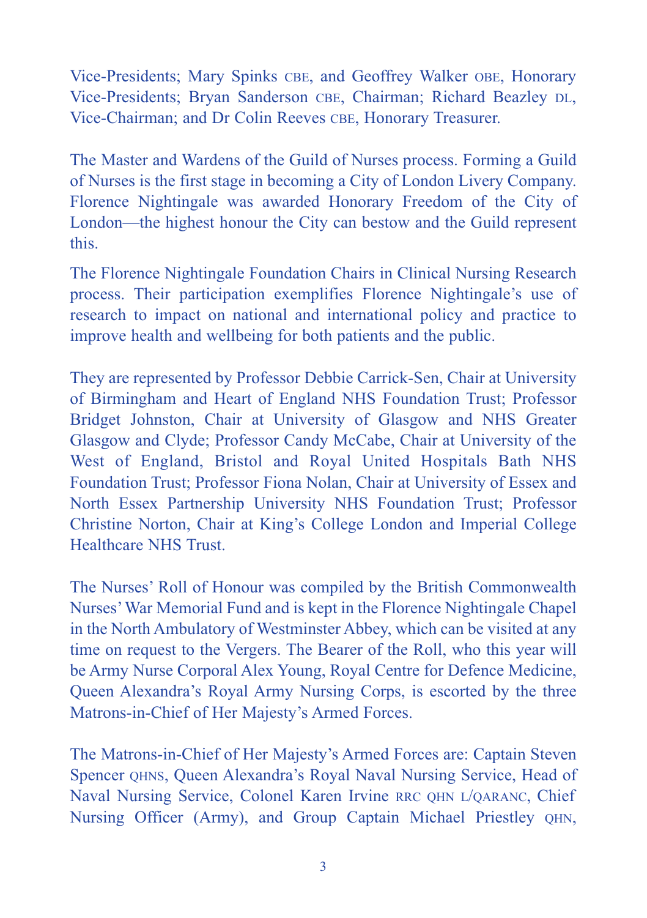Vice-Presidents; Mary Spinks CBE, and Geoffrey Walker OBE, Honorary Vice-Presidents; Bryan Sanderson CBE, Chairman; Richard Beazley DL, Vice-Chairman; and Dr Colin Reeves CBE, Honorary Treasurer.

The Master and Wardens of the Guild of Nurses process. Forming a Guild of Nurses is the first stage in becoming a City of London Livery Company. Florence Nightingale was awarded Honorary Freedom of the City of London—the highest honour the City can bestow and the Guild represent this.

The Florence Nightingale Foundation Chairs in Clinical Nursing Research process. Their participation exemplifies Florence Nightingale's use of research to impact on national and international policy and practice to improve health and wellbeing for both patients and the public.

They are represented by Professor Debbie Carrick-Sen, Chair at University of Birmingham and Heart of England NHS Foundation Trust; Professor Bridget Johnston, Chair at University of Glasgow and NHS Greater Glasgow and Clyde; Professor Candy McCabe, Chair at University of the West of England, Bristol and Royal United Hospitals Bath NHS Foundation Trust; Professor Fiona Nolan, Chair at University of Essex and North Essex Partnership University NHS Foundation Trust; Professor Christine Norton, Chair at King's College London and Imperial College Healthcare NHS Trust.

The Nurses' Roll of Honour was compiled by the British Commonwealth Nurses' War Memorial Fund and is kept in the Florence Nightingale Chapel in the North Ambulatory of Westminster Abbey, which can be visited at any time on request to the Vergers. The Bearer of the Roll, who this year will be Army Nurse Corporal Alex Young, Royal Centre for Defence Medicine, Queen Alexandra's Royal Army Nursing Corps, is escorted by the three Matrons-in-Chief of Her Majesty's Armed Forces.

The Matrons-in-Chief of Her Majesty's Armed Forces are: Captain Steven Spencer QHNS, Queen Alexandra's Royal Naval Nursing Service, Head of Naval Nursing Service, Colonel Karen Irvine RRC QHN L/QARANC, Chief Nursing Officer (Army), and Group Captain Michael Priestley QHN,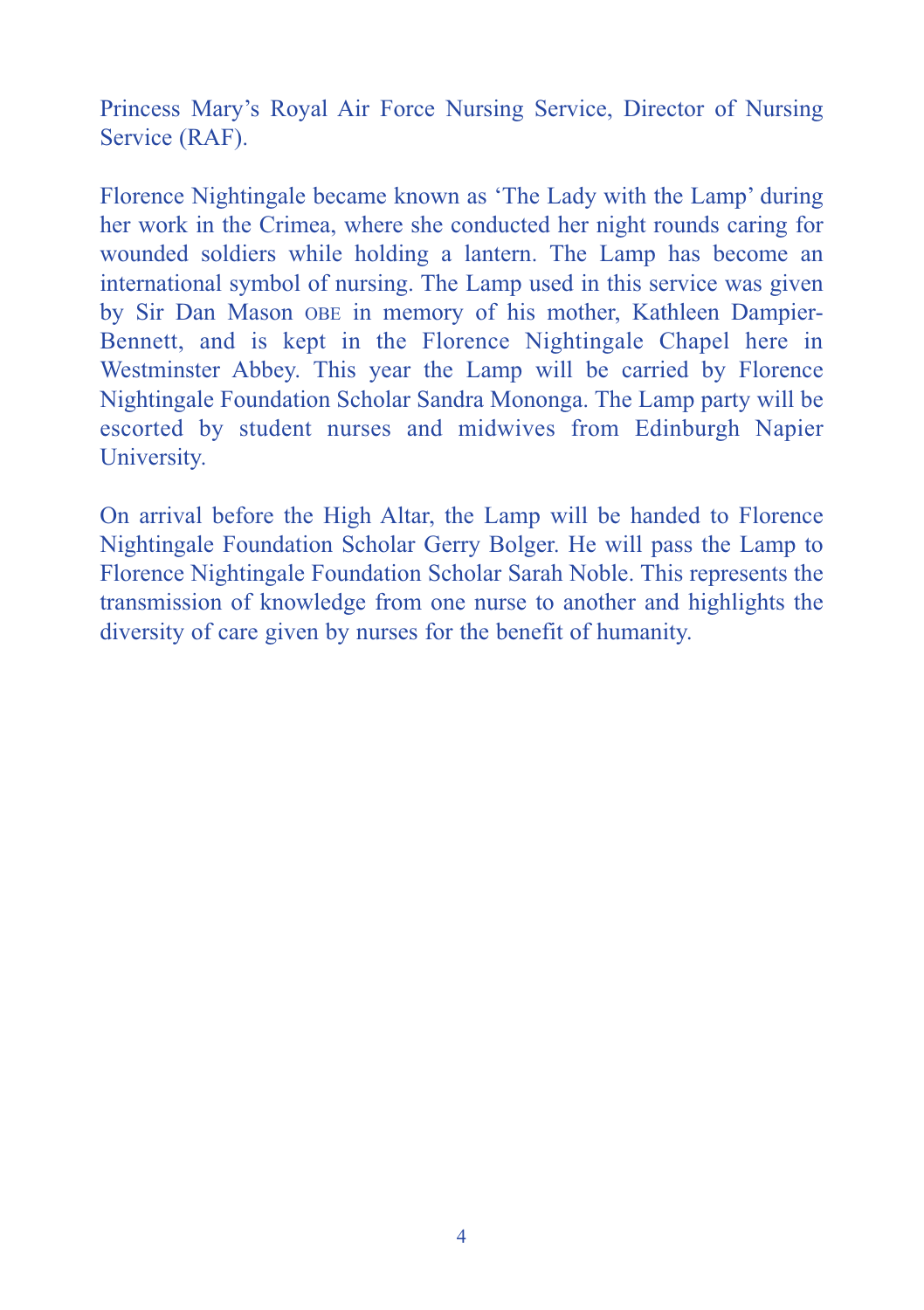Princess Mary's Royal Air Force Nursing Service, Director of Nursing Service (RAF).

Florence Nightingale became known as 'The Lady with the Lamp' during her work in the Crimea, where she conducted her night rounds caring for wounded soldiers while holding a lantern. The Lamp has become an international symbol of nursing. The Lamp used in this service was given by Sir Dan Mason OBE in memory of his mother, Kathleen Dampier-Bennett, and is kept in the Florence Nightingale Chapel here in Westminster Abbey. This year the Lamp will be carried by Florence Nightingale Foundation Scholar Sandra Mononga. The Lamp party will be escorted by student nurses and midwives from Edinburgh Napier University.

On arrival before the High Altar, the Lamp will be handed to Florence Nightingale Foundation Scholar Gerry Bolger. He will pass the Lamp to Florence Nightingale Foundation Scholar Sarah Noble. This represents the transmission of knowledge from one nurse to another and highlights the diversity of care given by nurses for the benefit of humanity.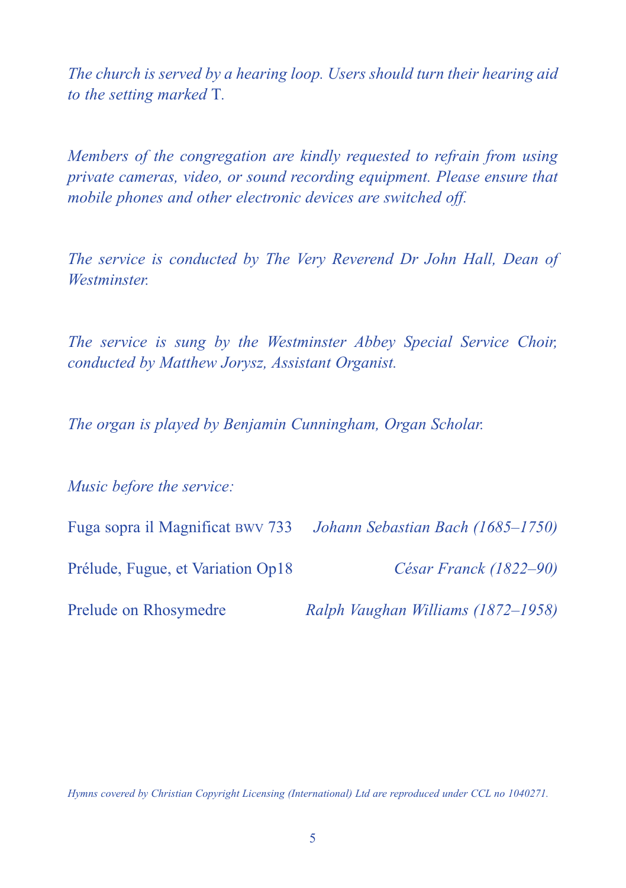*The church is served by a hearing loop. Users should turn their hearing aid to the setting marked* T.

*Members of the congregation are kindly requested to refrain from using private cameras, video, or sound recording equipment. Please ensure that mobile phones and other electronic devices are switched off.*

*The service is conducted by The Very Reverend Dr John Hall, Dean of Westminster.*

*The service is sung by the Westminster Abbey Special Service Choir, conducted by Matthew Jorysz, Assistant Organist.*

*The organ is played by Benjamin Cunningham, Organ Scholar.*

*Music before the service:*

Fuga sopra il Magnificat BWV 733 — *Johann Sebastian Bach (1685–1750)*

Prélude, Fugue, et Variation Op18 — *César Franck (1822–90)*

Prelude on Rhosymedre — *Ralph Vaughan Williams (1872–1958)*

*Hymns covered by Christian Copyright Licensing (International) Ltd are reproduced under CCL no 1040271.*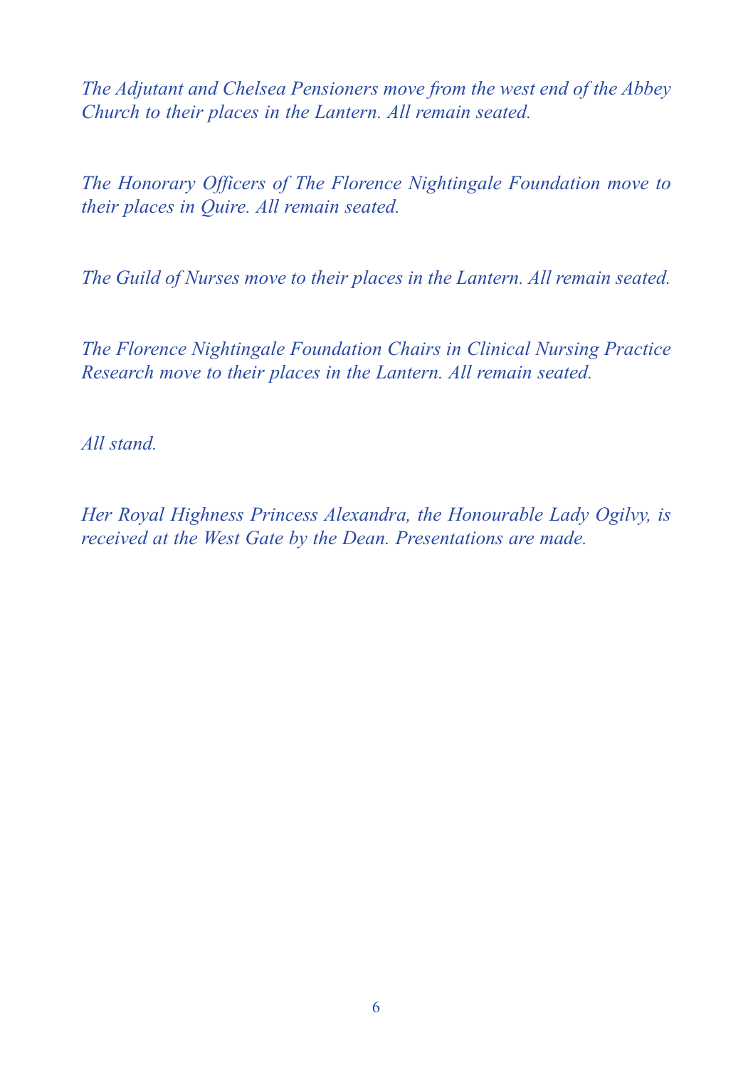*The Adjutant and Chelsea Pensioners move from the west end of the Abbey Church to their places in the Lantern. All remain seated.*

*The Honorary Officers of The Florence Nightingale Foundation move to their places in Quire. All remain seated.*

*The Guild of Nurses move to their places in the Lantern. All remain seated.*

*The Florence Nightingale Foundation Chairs in Clinical Nursing Practice Research move to their places in the Lantern. All remain seated.*

*All stand.*

*Her Royal Highness Princess Alexandra, the Honourable Lady Ogilvy, is received at the West Gate by the Dean. Presentations are made.*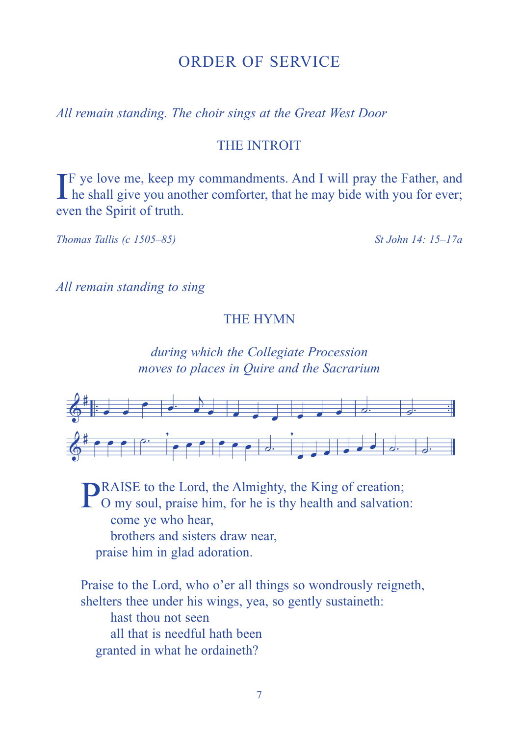# ORDER OF SERVICE

*All remain standing. The choir sings at the Great West Door*

## THE INTROIT

IF ye love me, keep my commandments. And I will pray the Father, and he shall give you another comforter, that he may bide with you for ever; even the Spirit of truth.

*Thomas Tallis (c 1505–85)* *St John 14: 15–17a*

*All remain standing to sing*

## THE HYMN

*during which the Collegiate Procession moves to places in Quire and the Sacrarium*

PRAISE to the Lord, the Almighty, the King of creation;
O my soul, praise him, for he is thy health and salvation:
come ye who hear,
brothers and sisters draw near,
praise him in glad adoration.

Praise to the Lord, who o'er all things so wondrously reigneth,
shelters thee under his wings, yea, so gently sustaineth:
hast thou not seen
all that is needful hath been
granted in what he ordaineth?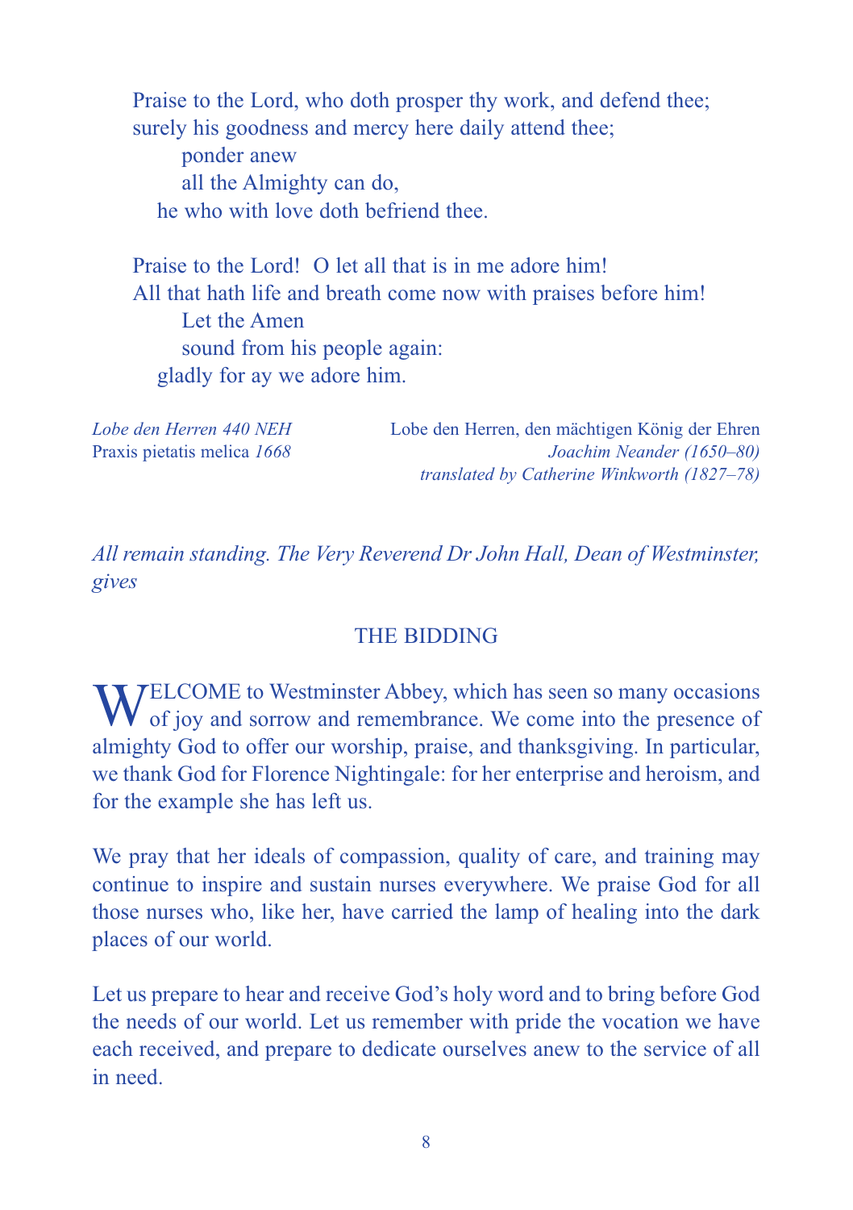Praise to the Lord, who doth prosper thy work, and defend thee;
surely his goodness and mercy here daily attend thee;
&nbsp;&nbsp;&nbsp;&nbsp;ponder anew
&nbsp;&nbsp;&nbsp;&nbsp;all the Almighty can do,
&nbsp;&nbsp;he who with love doth befriend thee.

Praise to the Lord! O let all that is in me adore him!
All that hath life and breath come now with praises before him!
&nbsp;&nbsp;&nbsp;&nbsp;Let the Amen
&nbsp;&nbsp;&nbsp;&nbsp;sound from his people again:
&nbsp;&nbsp;gladly for ay we adore him.

*Lobe den Herren 440 NEH*
Praxis pietatis melica *1668*

Lobe den Herren, den mächtigen König der Ehren
*Joachim Neander (1650–80)*
*translated by Catherine Winkworth (1827–78)*

*All remain standing. The Very Reverend Dr John Hall, Dean of Westminster, gives*

## THE BIDDING

WELCOME to Westminster Abbey, which has seen so many occasions of joy and sorrow and remembrance. We come into the presence of almighty God to offer our worship, praise, and thanksgiving. In particular, we thank God for Florence Nightingale: for her enterprise and heroism, and for the example she has left us.

We pray that her ideals of compassion, quality of care, and training may continue to inspire and sustain nurses everywhere. We praise God for all those nurses who, like her, have carried the lamp of healing into the dark places of our world.

Let us prepare to hear and receive God's holy word and to bring before God the needs of our world. Let us remember with pride the vocation we have each received, and prepare to dedicate ourselves anew to the service of all in need.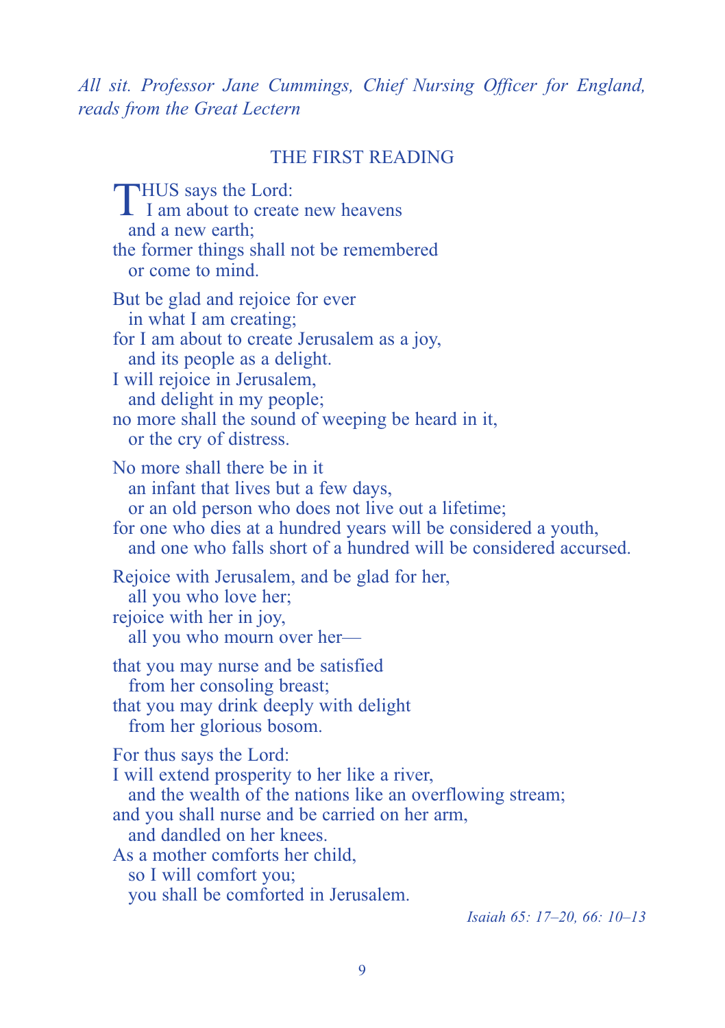*All sit. Professor Jane Cummings, Chief Nursing Officer for England, reads from the Great Lectern*

## THE FIRST READING

THUS says the Lord:  
I am about to create new heavens  
and a new earth;  
the former things shall not be remembered  
or come to mind.

But be glad and rejoice for ever  
in what I am creating;  
for I am about to create Jerusalem as a joy,  
and its people as a delight.  
I will rejoice in Jerusalem,  
and delight in my people;  
no more shall the sound of weeping be heard in it,  
or the cry of distress.

No more shall there be in it  
an infant that lives but a few days,  
or an old person who does not live out a lifetime;  
for one who dies at a hundred years will be considered a youth,  
and one who falls short of a hundred will be considered accursed.

Rejoice with Jerusalem, and be glad for her,  
all you who love her;  
rejoice with her in joy,  
all you who mourn over her—

that you may nurse and be satisfied  
from her consoling breast;  
that you may drink deeply with delight  
from her glorious bosom.

For thus says the Lord:  
I will extend prosperity to her like a river,  
and the wealth of the nations like an overflowing stream;  
and you shall nurse and be carried on her arm,  
and dandled on her knees.  
As a mother comforts her child,  
so I will comfort you;  
you shall be comforted in Jerusalem.

*Isaiah 65: 17–20, 66: 10–13*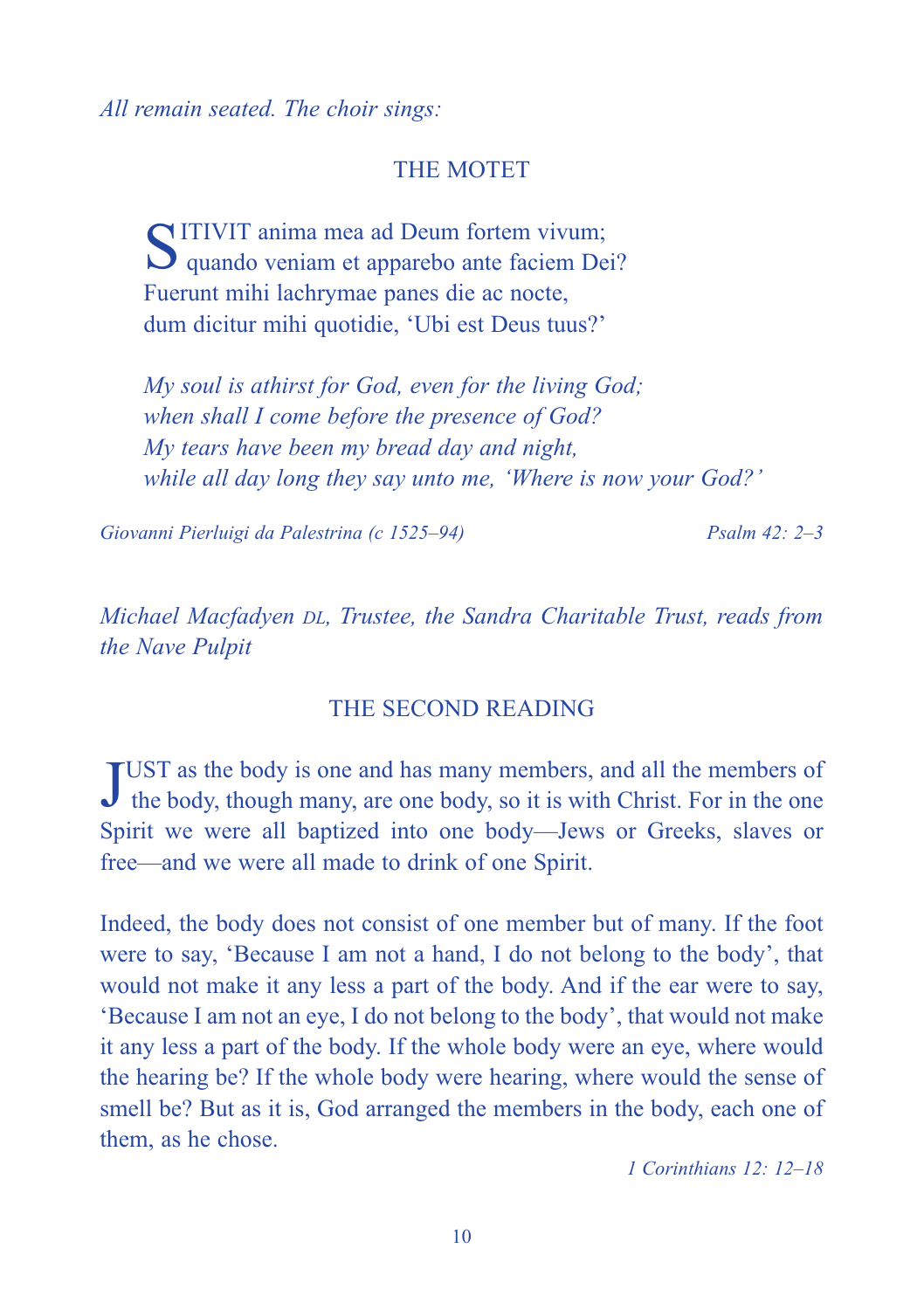*All remain seated. The choir sings:*

## THE MOTET

SITIVIT anima mea ad Deum fortem vivum;
quando veniam et apparebo ante faciem Dei?
Fuerunt mihi lachrymae panes die ac nocte,
dum dicitur mihi quotidie, 'Ubi est Deus tuus?'

*My soul is athirst for God, even for the living God;*
*when shall I come before the presence of God?*
*My tears have been my bread day and night,*
*while all day long they say unto me, 'Where is now your God?'*

*Giovanni Pierluigi da Palestrina (c 1525–94)* — *Psalm 42: 2–3*

*Michael Macfadyen DL, Trustee, the Sandra Charitable Trust, reads from the Nave Pulpit*

## THE SECOND READING

JUST as the body is one and has many members, and all the members of the body, though many, are one body, so it is with Christ. For in the one Spirit we were all baptized into one body—Jews or Greeks, slaves or free—and we were all made to drink of one Spirit.

Indeed, the body does not consist of one member but of many. If the foot were to say, 'Because I am not a hand, I do not belong to the body', that would not make it any less a part of the body. And if the ear were to say, 'Because I am not an eye, I do not belong to the body', that would not make it any less a part of the body. If the whole body were an eye, where would the hearing be? If the whole body were hearing, where would the sense of smell be? But as it is, God arranged the members in the body, each one of them, as he chose.

*1 Corinthians 12: 12–18*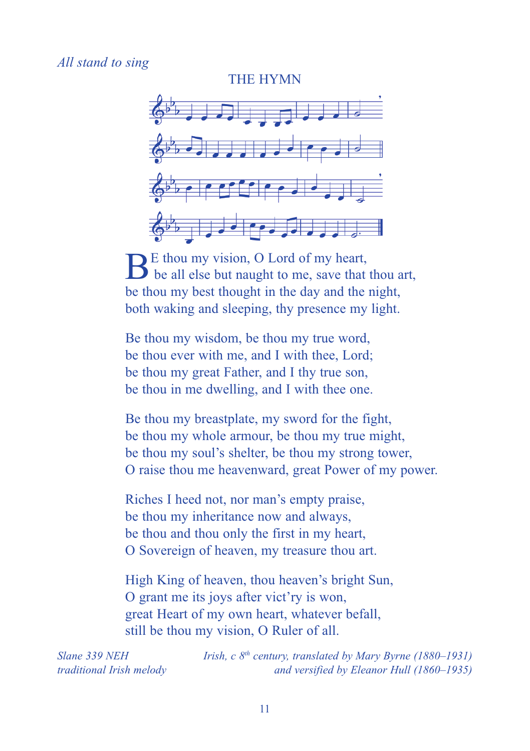*All stand to sing*

## THE HYMN

BE thou my vision, O Lord of my heart,
be all else but naught to me, save that thou art,
be thou my best thought in the day and the night,
both waking and sleeping, thy presence my light.

Be thou my wisdom, be thou my true word,
be thou ever with me, and I with thee, Lord;
be thou my great Father, and I thy true son,
be thou in me dwelling, and I with thee one.

Be thou my breastplate, my sword for the fight,
be thou my whole armour, be thou my true might,
be thou my soul's shelter, be thou my strong tower,
O raise thou me heavenward, great Power of my power.

Riches I heed not, nor man's empty praise,
be thou my inheritance now and always,
be thou and thou only the first in my heart,
O Sovereign of heaven, my treasure thou art.

High King of heaven, thou heaven's bright Sun,
O grant me its joys after vict'ry is won,
great Heart of my own heart, whatever befall,
still be thou my vision, O Ruler of all.

*Slane 339 NEH*
*traditional Irish melody*

*Irish, c 8th century, translated by Mary Byrne (1880–1931)*
*and versified by Eleanor Hull (1860–1935)*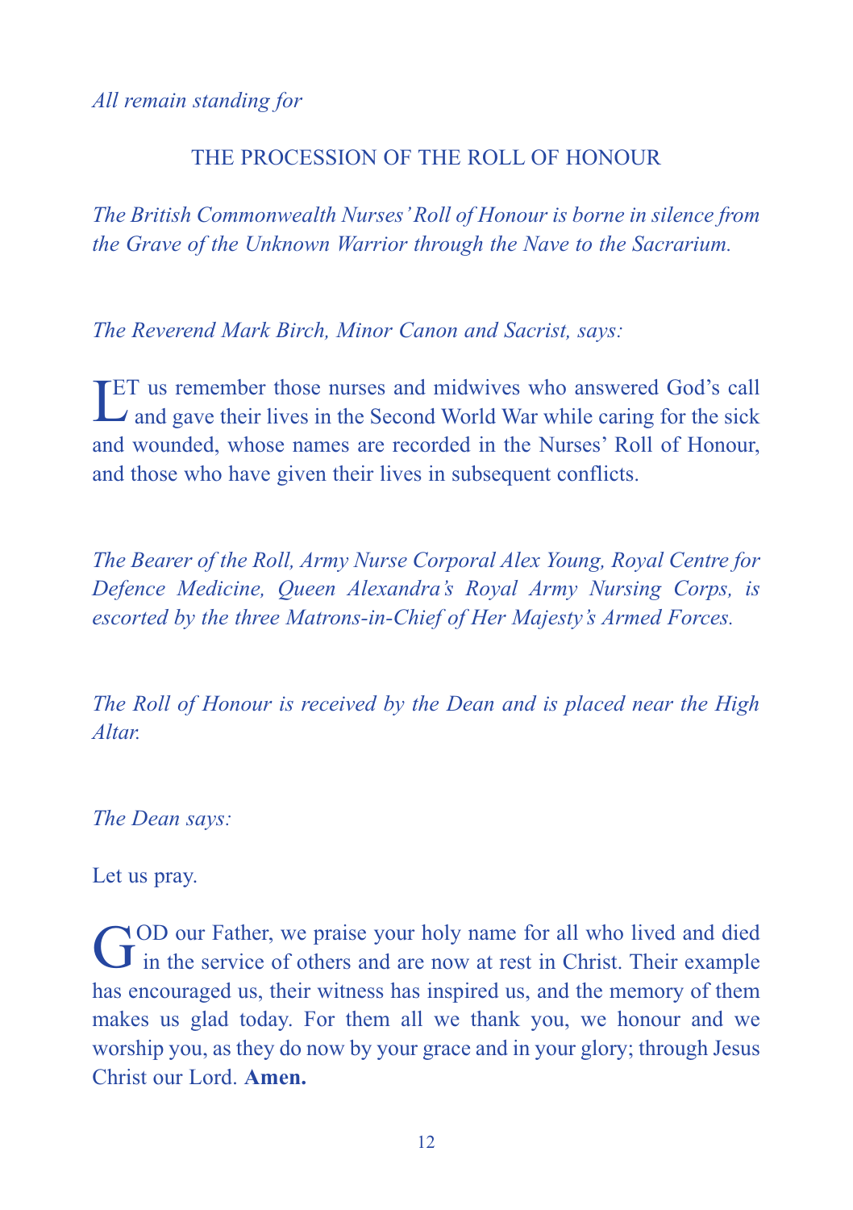*All remain standing for*

## THE PROCESSION OF THE ROLL OF HONOUR

*The British Commonwealth Nurses' Roll of Honour is borne in silence from the Grave of the Unknown Warrior through the Nave to the Sacrarium.*

*The Reverend Mark Birch, Minor Canon and Sacrist, says:*

LET us remember those nurses and midwives who answered God's call and gave their lives in the Second World War while caring for the sick and wounded, whose names are recorded in the Nurses' Roll of Honour, and those who have given their lives in subsequent conflicts.

*The Bearer of the Roll, Army Nurse Corporal Alex Young, Royal Centre for Defence Medicine, Queen Alexandra's Royal Army Nursing Corps, is escorted by the three Matrons-in-Chief of Her Majesty's Armed Forces.*

*The Roll of Honour is received by the Dean and is placed near the High Altar.*

*The Dean says:*

Let us pray.

GOD our Father, we praise your holy name for all who lived and died in the service of others and are now at rest in Christ. Their example has encouraged us, their witness has inspired us, and the memory of them makes us glad today. For them all we thank you, we honour and we worship you, as they do now by your grace and in your glory; through Jesus Christ our Lord. **Amen.**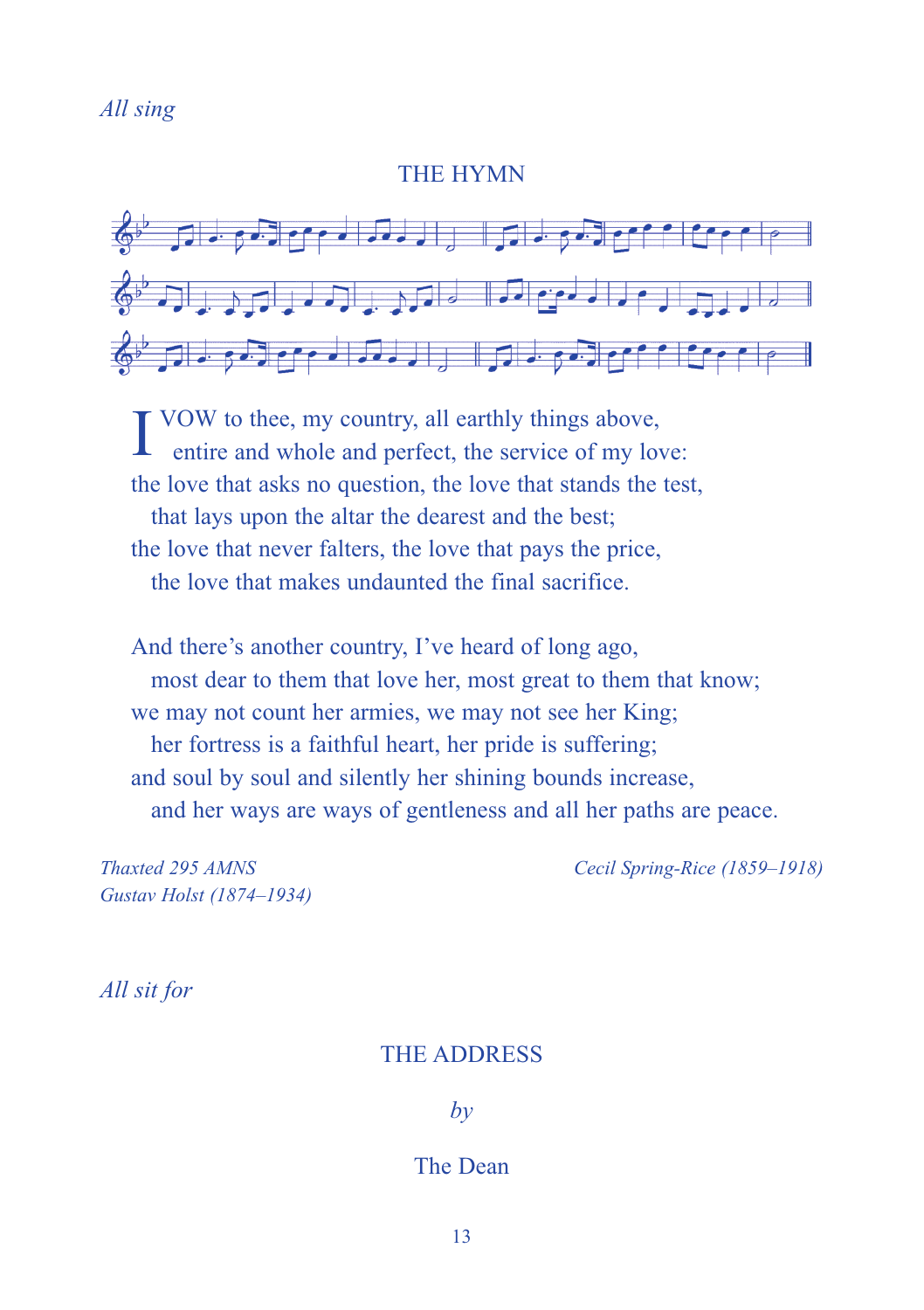*All sing*

## THE HYMN

I VOW to thee, my country, all earthly things above,
  entire and whole and perfect, the service of my love:
the love that asks no question, the love that stands the test,
  that lays upon the altar the dearest and the best;
the love that never falters, the love that pays the price,
  the love that makes undaunted the final sacrifice.

And there's another country, I've heard of long ago,
  most dear to them that love her, most great to them that know;
we may not count her armies, we may not see her King;
  her fortress is a faithful heart, her pride is suffering;
and soul by soul and silently her shining bounds increase,
  and her ways are ways of gentleness and all her paths are peace.

*Thaxted 295 AMNS*
*Gustav Holst (1874–1934)*

*Cecil Spring-Rice (1859–1918)*

*All sit for*

## THE ADDRESS

*by*

The Dean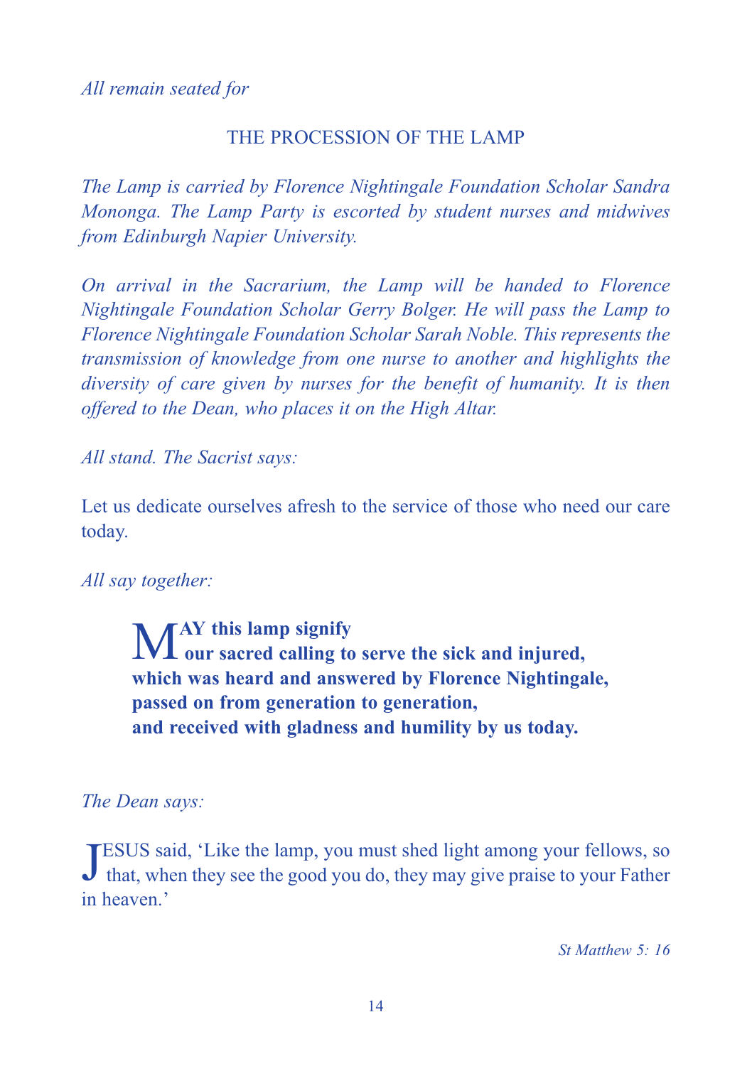*All remain seated for*

## THE PROCESSION OF THE LAMP

*The Lamp is carried by Florence Nightingale Foundation Scholar Sandra Mononga. The Lamp Party is escorted by student nurses and midwives from Edinburgh Napier University.*

*On arrival in the Sacrarium, the Lamp will be handed to Florence Nightingale Foundation Scholar Gerry Bolger. He will pass the Lamp to Florence Nightingale Foundation Scholar Sarah Noble. This represents the transmission of knowledge from one nurse to another and highlights the diversity of care given by nurses for the benefit of humanity. It is then offered to the Dean, who places it on the High Altar.*

*All stand. The Sacrist says:*

Let us dedicate ourselves afresh to the service of those who need our care today.

*All say together:*

**MAY this lamp signify**
**our sacred calling to serve the sick and injured,**
**which was heard and answered by Florence Nightingale,**
**passed on from generation to generation,**
**and received with gladness and humility by us today.**

*The Dean says:*

JESUS said, 'Like the lamp, you must shed light among your fellows, so that, when they see the good you do, they may give praise to your Father in heaven.'

*St Matthew 5: 16*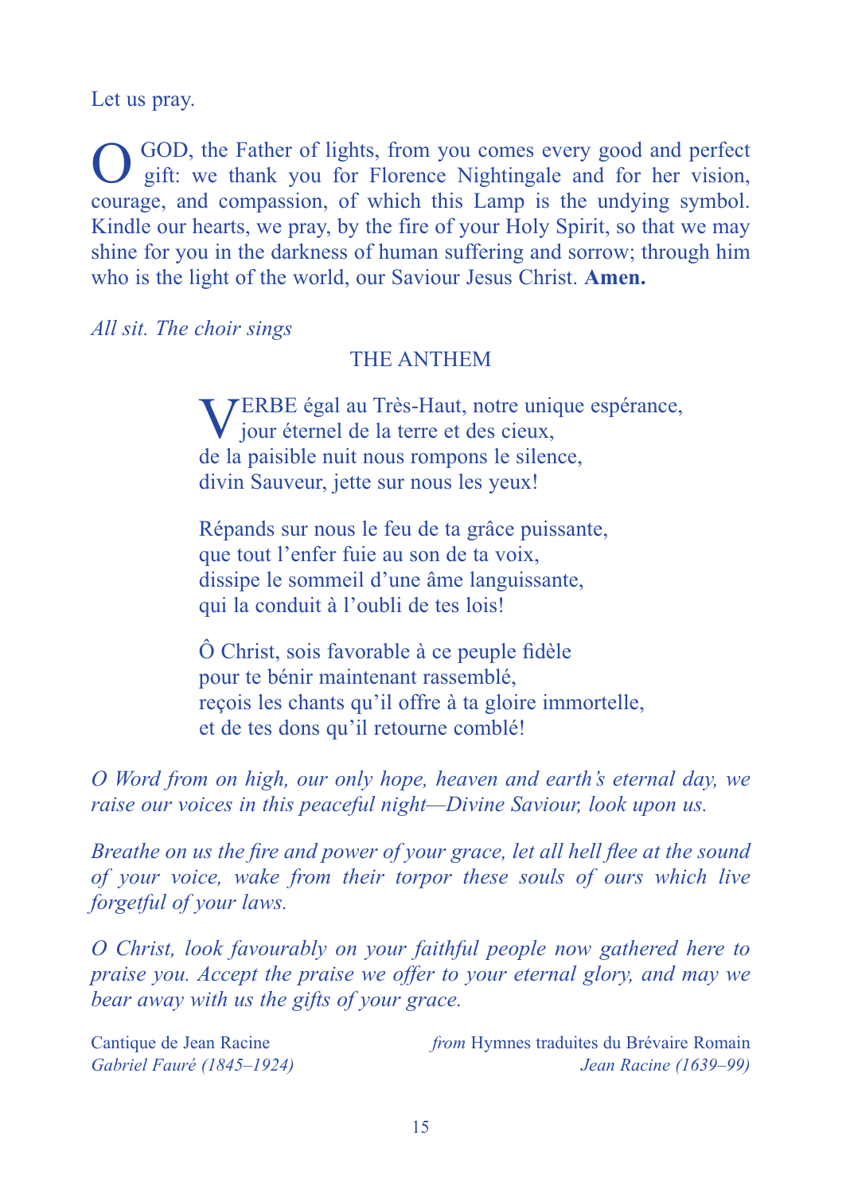Let us pray.

O GOD, the Father of lights, from you comes every good and perfect gift: we thank you for Florence Nightingale and for her vision, courage, and compassion, of which this Lamp is the undying symbol. Kindle our hearts, we pray, by the fire of your Holy Spirit, so that we may shine for you in the darkness of human suffering and sorrow; through him who is the light of the world, our Saviour Jesus Christ. **Amen.**

*All sit. The choir sings*

## THE ANTHEM

VERBE égal au Très-Haut, notre unique espérance,
jour éternel de la terre et des cieux,
de la paisible nuit nous rompons le silence,
divin Sauveur, jette sur nous les yeux!

Répands sur nous le feu de ta grâce puissante,
que tout l'enfer fuie au son de ta voix,
dissipe le sommeil d'une âme languissante,
qui la conduit à l'oubli de tes lois!

Ô Christ, sois favorable à ce peuple fidèle
pour te bénir maintenant rassemblé,
reçois les chants qu'il offre à ta gloire immortelle,
et de tes dons qu'il retourne comblé!

*O Word from on high, our only hope, heaven and earth's eternal day, we raise our voices in this peaceful night—Divine Saviour, look upon us.*

*Breathe on us the fire and power of your grace, let all hell flee at the sound of your voice, wake from their torpor these souls of ours which live forgetful of your laws.*

*O Christ, look favourably on your faithful people now gathered here to praise you. Accept the praise we offer to your eternal glory, and may we bear away with us the gifts of your grace.*

Cantique de Jean Racine
*Gabriel Fauré (1845–1924)*

*from* Hymnes traduites du Brévaire Romain
*Jean Racine (1639–99)*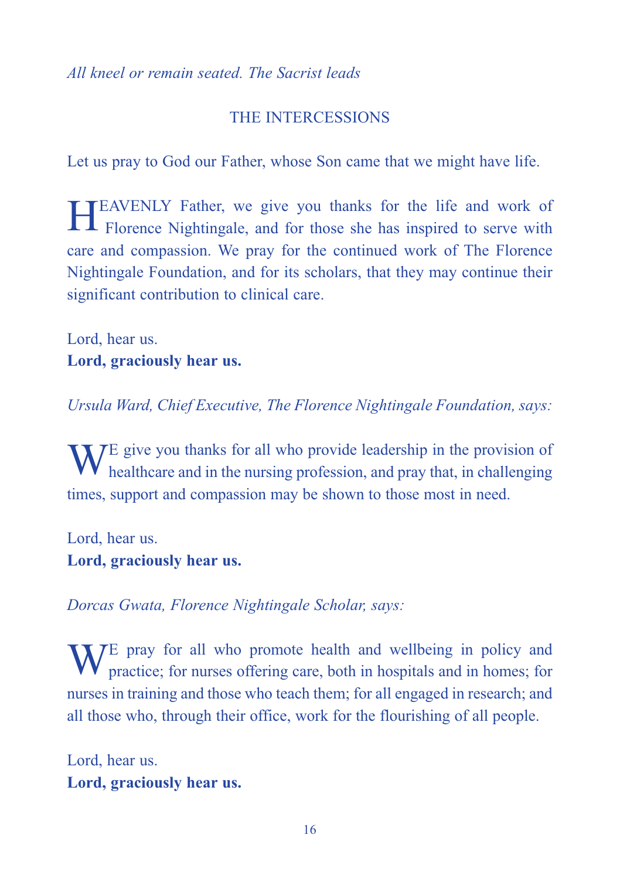*All kneel or remain seated. The Sacrist leads*

## THE INTERCESSIONS

Let us pray to God our Father, whose Son came that we might have life.

HEAVENLY Father, we give you thanks for the life and work of Florence Nightingale, and for those she has inspired to serve with care and compassion. We pray for the continued work of The Florence Nightingale Foundation, and for its scholars, that they may continue their significant contribution to clinical care.

Lord, hear us.
**Lord, graciously hear us.**

*Ursula Ward, Chief Executive, The Florence Nightingale Foundation, says:*

WE give you thanks for all who provide leadership in the provision of healthcare and in the nursing profession, and pray that, in challenging times, support and compassion may be shown to those most in need.

Lord, hear us.
**Lord, graciously hear us.**

*Dorcas Gwata, Florence Nightingale Scholar, says:*

WE pray for all who promote health and wellbeing in policy and practice; for nurses offering care, both in hospitals and in homes; for nurses in training and those who teach them; for all engaged in research; and all those who, through their office, work for the flourishing of all people.

Lord, hear us.
**Lord, graciously hear us.**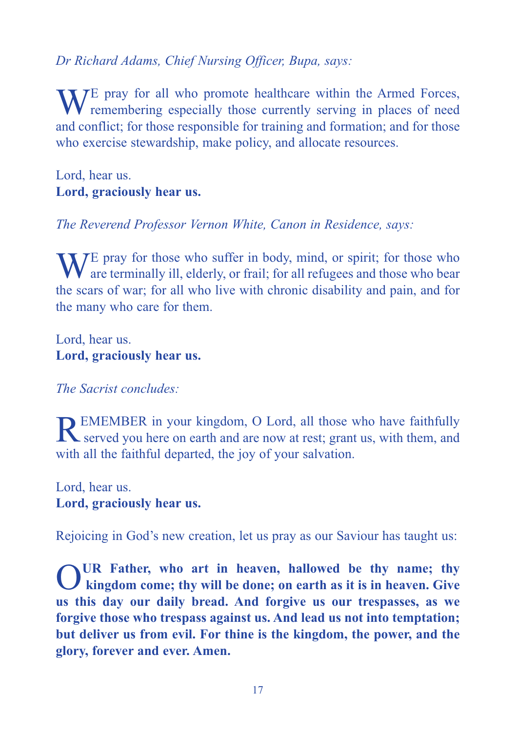*Dr Richard Adams, Chief Nursing Officer, Bupa, says:*

WE pray for all who promote healthcare within the Armed Forces, remembering especially those currently serving in places of need and conflict; for those responsible for training and formation; and for those who exercise stewardship, make policy, and allocate resources.

Lord, hear us.
**Lord, graciously hear us.**

*The Reverend Professor Vernon White, Canon in Residence, says:*

WE pray for those who suffer in body, mind, or spirit; for those who are terminally ill, elderly, or frail; for all refugees and those who bear the scars of war; for all who live with chronic disability and pain, and for the many who care for them.

Lord, hear us.
**Lord, graciously hear us.**

*The Sacrist concludes:*

REMEMBER in your kingdom, O Lord, all those who have faithfully served you here on earth and are now at rest; grant us, with them, and with all the faithful departed, the joy of your salvation.

Lord, hear us.
**Lord, graciously hear us.**

Rejoicing in God's new creation, let us pray as our Saviour has taught us:

**OUR Father, who art in heaven, hallowed be thy name; thy kingdom come; thy will be done; on earth as it is in heaven. Give us this day our daily bread. And forgive us our trespasses, as we forgive those who trespass against us. And lead us not into temptation; but deliver us from evil. For thine is the kingdom, the power, and the glory, forever and ever. Amen.**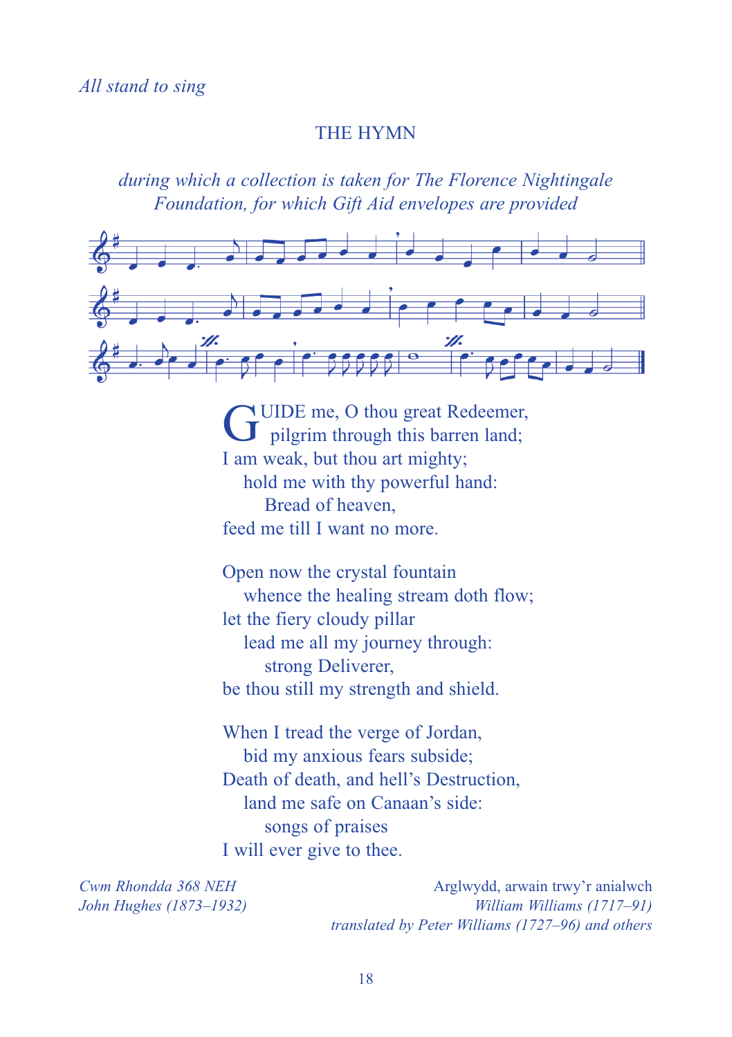*All stand to sing*

## THE HYMN

*during which a collection is taken for The Florence Nightingale Foundation, for which Gift Aid envelopes are provided*

GUIDE me, O thou great Redeemer,
pilgrim through this barren land;
I am weak, but thou art mighty;
hold me with thy powerful hand:
Bread of heaven,
feed me till I want no more.

Open now the crystal fountain
whence the healing stream doth flow;
let the fiery cloudy pillar
lead me all my journey through:
strong Deliverer,
be thou still my strength and shield.

When I tread the verge of Jordan,
bid my anxious fears subside;
Death of death, and hell's Destruction,
land me safe on Canaan's side:
songs of praises
I will ever give to thee.

*Cwm Rhondda 368 NEH*
*John Hughes (1873–1932)*

Arglwydd, arwain trwy'r anialwch
*William Williams (1717–91)*
*translated by Peter Williams (1727–96) and others*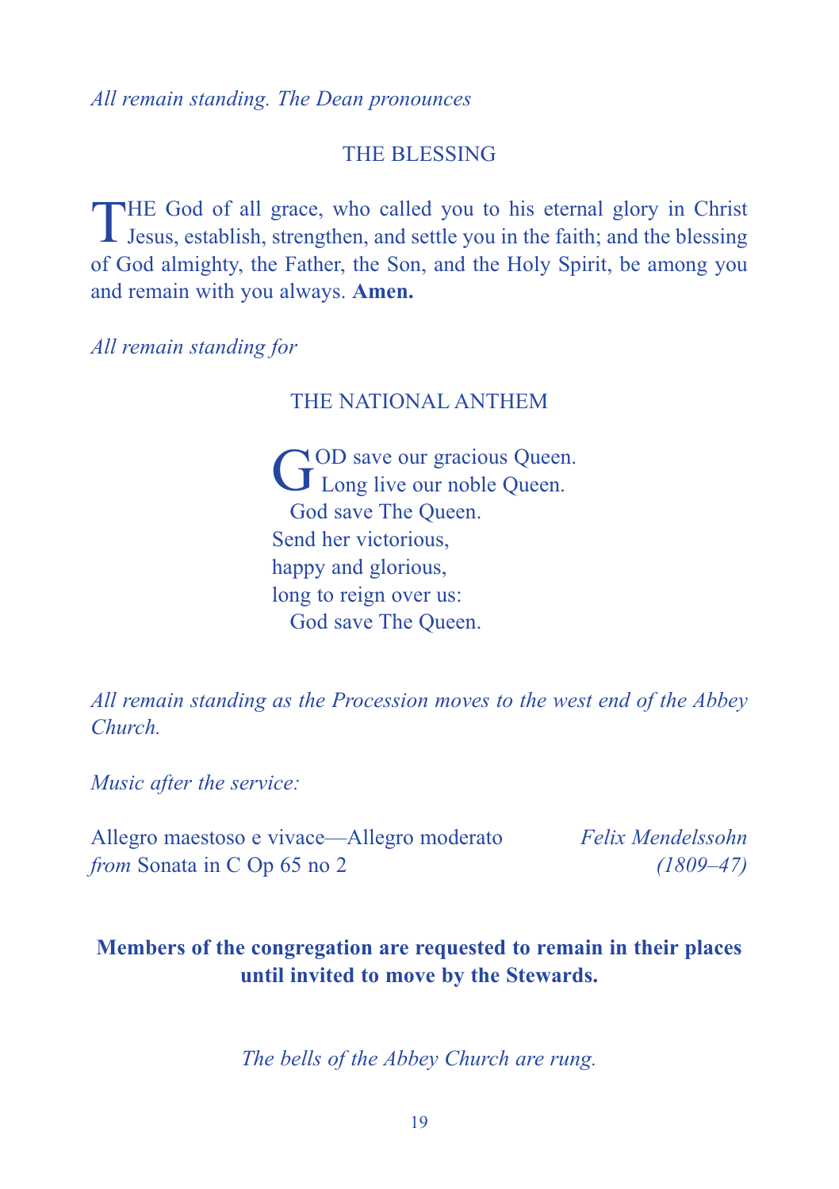*All remain standing. The Dean pronounces*

## THE BLESSING

THE God of all grace, who called you to his eternal glory in Christ Jesus, establish, strengthen, and settle you in the faith; and the blessing of God almighty, the Father, the Son, and the Holy Spirit, be among you and remain with you always. **Amen.**

*All remain standing for*

## THE NATIONAL ANTHEM

GOD save our gracious Queen.  
Long live our noble Queen.  
God save The Queen.  
Send her victorious,  
happy and glorious,  
long to reign over us:  
God save The Queen.

*All remain standing as the Procession moves to the west end of the Abbey Church.*

*Music after the service:*

Allegro maestoso e vivace—Allegro moderato *from* Sonata in C Op 65 no 2 — *Felix Mendelssohn (1809–47)*

**Members of the congregation are requested to remain in their places until invited to move by the Stewards.**

*The bells of the Abbey Church are rung.*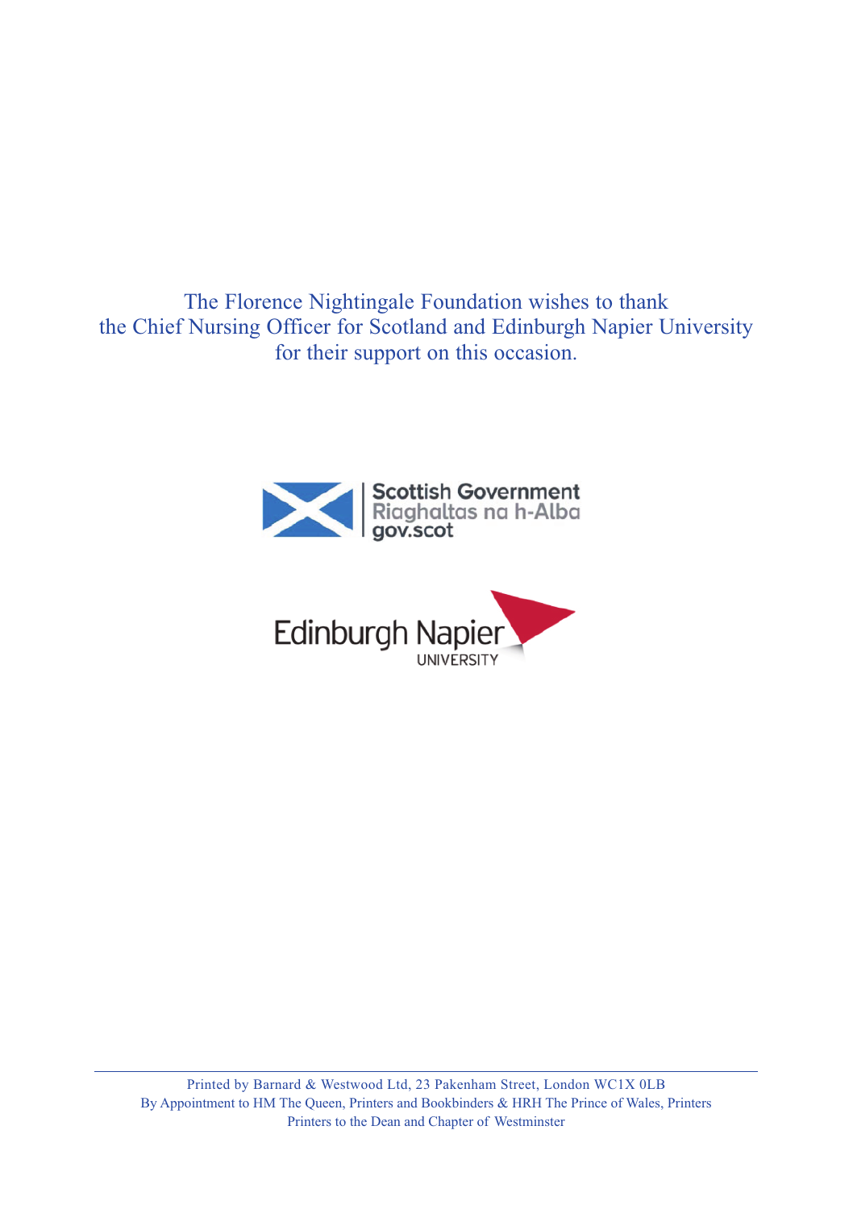The Florence Nightingale Foundation wishes to thank
the Chief Nursing Officer for Scotland and Edinburgh Napier University
for their support on this occasion.

Scottish Government
Riaghaltas na h-Alba
gov.scot

Edinburgh Napier
UNIVERSITY

---

Printed by Barnard & Westwood Ltd, 23 Pakenham Street, London WC1X 0LB
By Appointment to HM The Queen, Printers and Bookbinders & HRH The Prince of Wales, Printers
Printers to the Dean and Chapter of Westminster